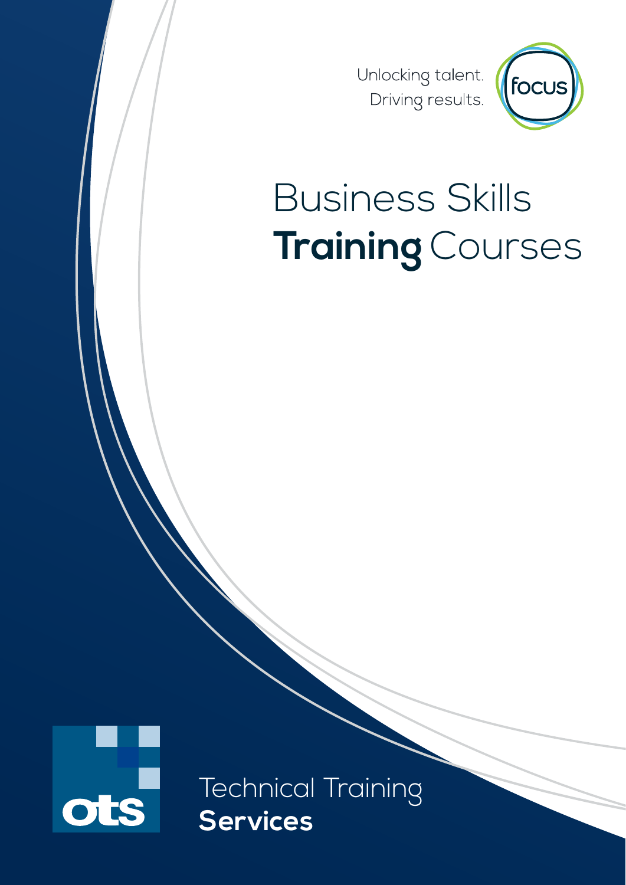Unlocking talent.
Driving results.

focus

# Business Skills **Training** Courses

ots

Technical Training
**Services**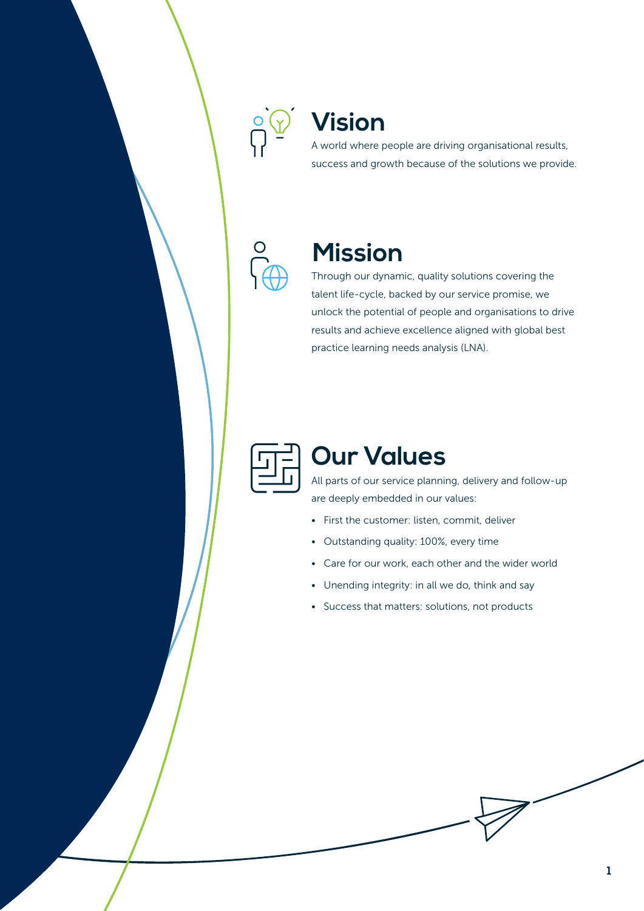## Vision

A world where people are driving organisational results, success and growth because of the solutions we provide.

## Mission

Through our dynamic, quality solutions covering the talent life-cycle, backed by our service promise, we unlock the potential of people and organisations to drive results and achieve excellence aligned with global best practice learning needs analysis (LNA).

## Our Values

All parts of our service planning, delivery and follow-up are deeply embedded in our values:

- First the customer: listen, commit, deliver
- Outstanding quality: 100%, every time
- Care for our work, each other and the wider world
- Unending integrity: in all we do, think and say
- Success that matters: solutions, not products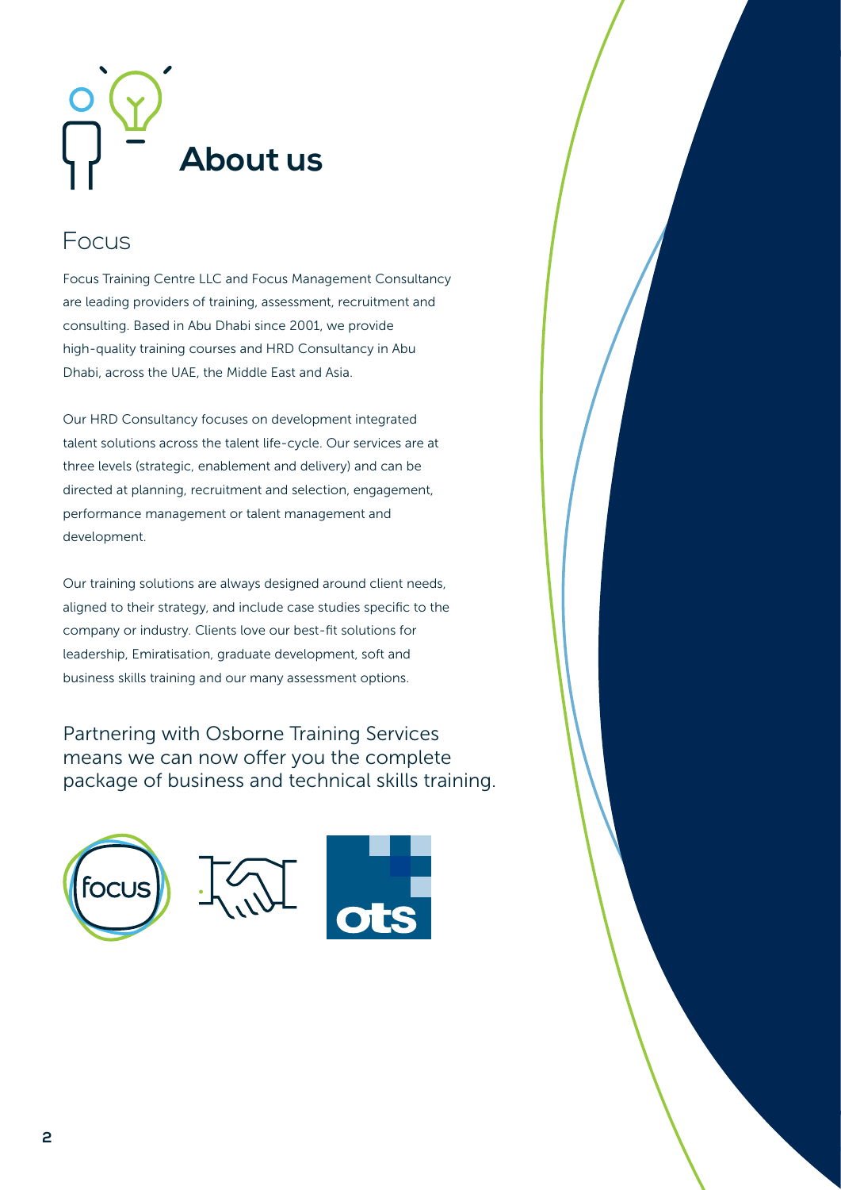# About us

## Focus

Focus Training Centre LLC and Focus Management Consultancy are leading providers of training, assessment, recruitment and consulting. Based in Abu Dhabi since 2001, we provide high-quality training courses and HRD Consultancy in Abu Dhabi, across the UAE, the Middle East and Asia.

Our HRD Consultancy focuses on development integrated talent solutions across the talent life-cycle. Our services are at three levels (strategic, enablement and delivery) and can be directed at planning, recruitment and selection, engagement, performance management or talent management and development.

Our training solutions are always designed around client needs, aligned to their strategy, and include case studies specific to the company or industry. Clients love our best-fit solutions for leadership, Emiratisation, graduate development, soft and business skills training and our many assessment options.

Partnering with Osborne Training Services means we can now offer you the complete package of business and technical skills training.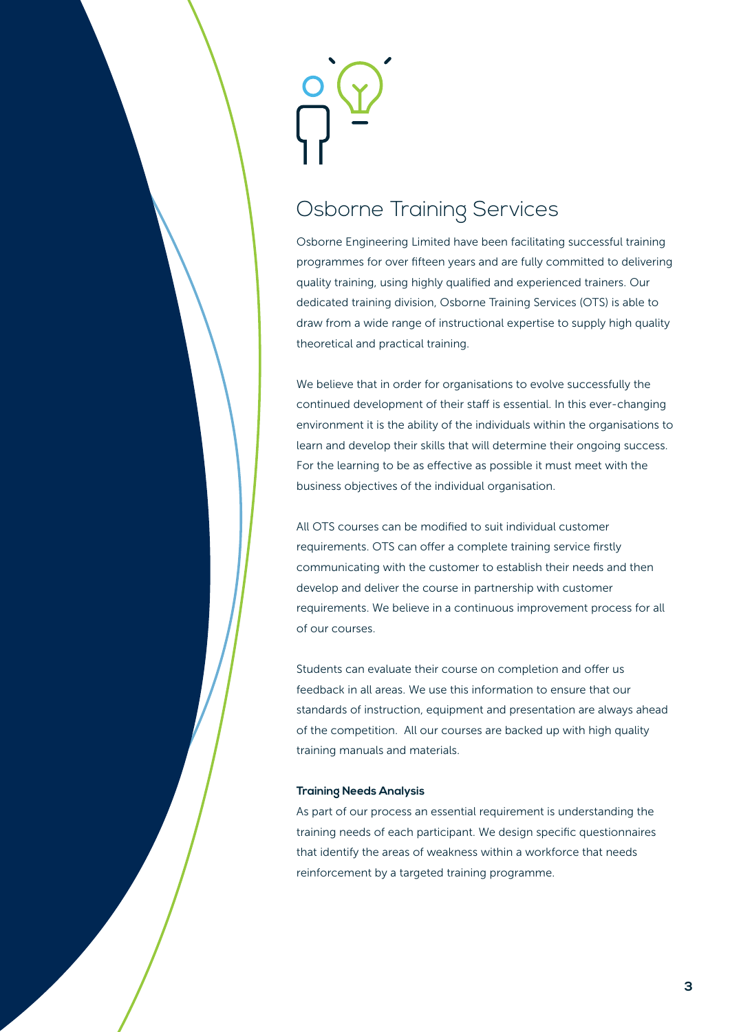# Osborne Training Services

Osborne Engineering Limited have been facilitating successful training programmes for over fifteen years and are fully committed to delivering quality training, using highly qualified and experienced trainers. Our dedicated training division, Osborne Training Services (OTS) is able to draw from a wide range of instructional expertise to supply high quality theoretical and practical training.

We believe that in order for organisations to evolve successfully the continued development of their staff is essential. In this ever-changing environment it is the ability of the individuals within the organisations to learn and develop their skills that will determine their ongoing success. For the learning to be as effective as possible it must meet with the business objectives of the individual organisation.

All OTS courses can be modified to suit individual customer requirements. OTS can offer a complete training service firstly communicating with the customer to establish their needs and then develop and deliver the course in partnership with customer requirements. We believe in a continuous improvement process for all of our courses.

Students can evaluate their course on completion and offer us feedback in all areas. We use this information to ensure that our standards of instruction, equipment and presentation are always ahead of the competition. All our courses are backed up with high quality training manuals and materials.

**Training Needs Analysis**

As part of our process an essential requirement is understanding the training needs of each participant. We design specific questionnaires that identify the areas of weakness within a workforce that needs reinforcement by a targeted training programme.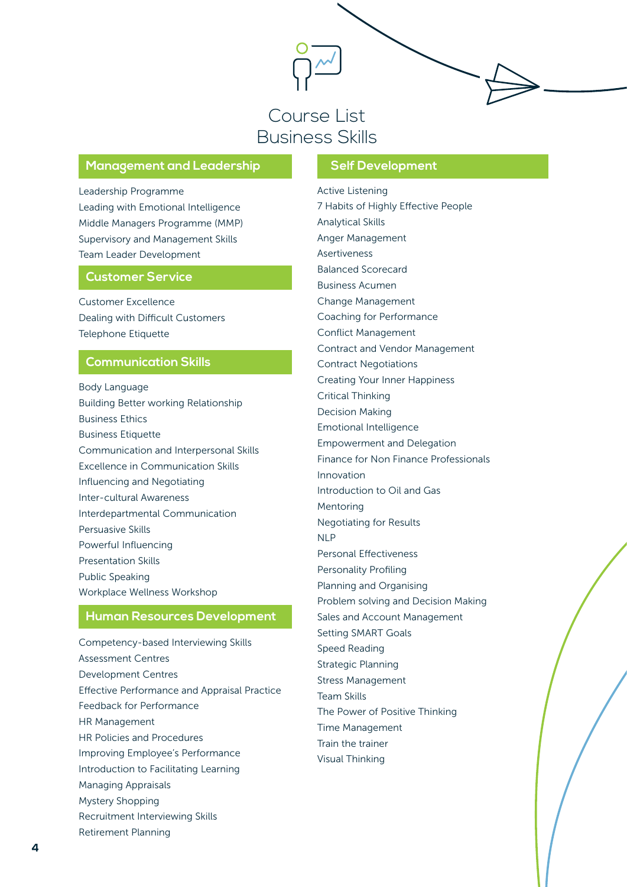# Course List
# Business Skills

## Management and Leadership

Leadership Programme
Leading with Emotional Intelligence
Middle Managers Programme (MMP)
Supervisory and Management Skills
Team Leader Development

## Customer Service

Customer Excellence
Dealing with Difficult Customers
Telephone Etiquette

## Communication Skills

Body Language
Building Better working Relationship
Business Ethics
Business Etiquette
Communication and Interpersonal Skills
Excellence in Communication Skills
Influencing and Negotiating
Inter-cultural Awareness
Interdepartmental Communication
Persuasive Skills
Powerful Influencing
Presentation Skills
Public Speaking
Workplace Wellness Workshop

## Human Resources Development

Competency-based Interviewing Skills
Assessment Centres
Development Centres
Effective Performance and Appraisal Practice
Feedback for Performance
HR Management
HR Policies and Procedures
Improving Employee's Performance
Introduction to Facilitating Learning
Managing Appraisals
Mystery Shopping
Recruitment Interviewing Skills
Retirement Planning

## Self Development

Active Listening
7 Habits of Highly Effective People
Analytical Skills
Anger Management
Asertiveness
Balanced Scorecard
Business Acumen
Change Management
Coaching for Performance
Conflict Management
Contract and Vendor Management
Contract Negotiations
Creating Your Inner Happiness
Critical Thinking
Decision Making
Emotional Intelligence
Empowerment and Delegation
Finance for Non Finance Professionals
Innovation
Introduction to Oil and Gas
Mentoring
Negotiating for Results
NLP
Personal Effectiveness
Personality Profiling
Planning and Organising
Problem solving and Decision Making
Sales and Account Management
Setting SMART Goals
Speed Reading
Strategic Planning
Stress Management
Team Skills
The Power of Positive Thinking
Time Management
Train the trainer
Visual Thinking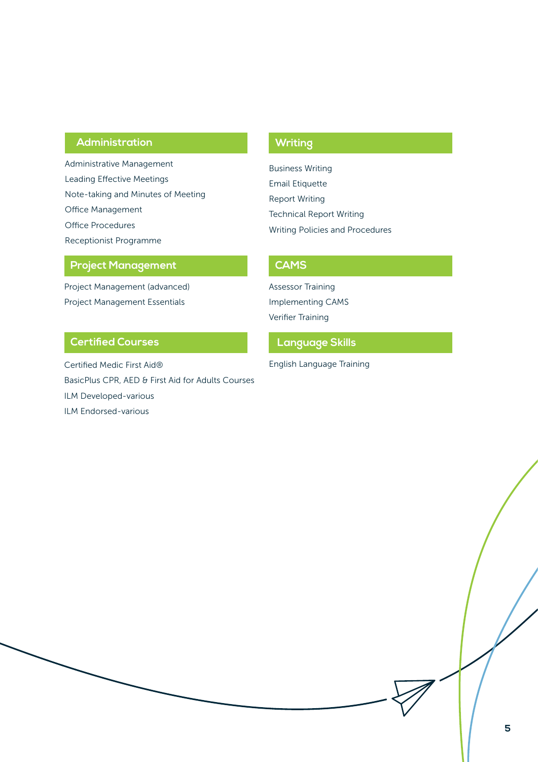## Administration

- Administrative Management
- Leading Effective Meetings
- Note-taking and Minutes of Meeting
- Office Management
- Office Procedures
- Receptionist Programme

## Project Management

- Project Management (advanced)
- Project Management Essentials

## Certified Courses

- Certified Medic First Aid®
- BasicPlus CPR, AED & First Aid for Adults Courses
- ILM Developed-various
- ILM Endorsed-various

## Writing

- Business Writing
- Email Etiquette
- Report Writing
- Technical Report Writing
- Writing Policies and Procedures

## CAMS

- Assessor Training
- Implementing CAMS
- Verifier Training

## Language Skills

- English Language Training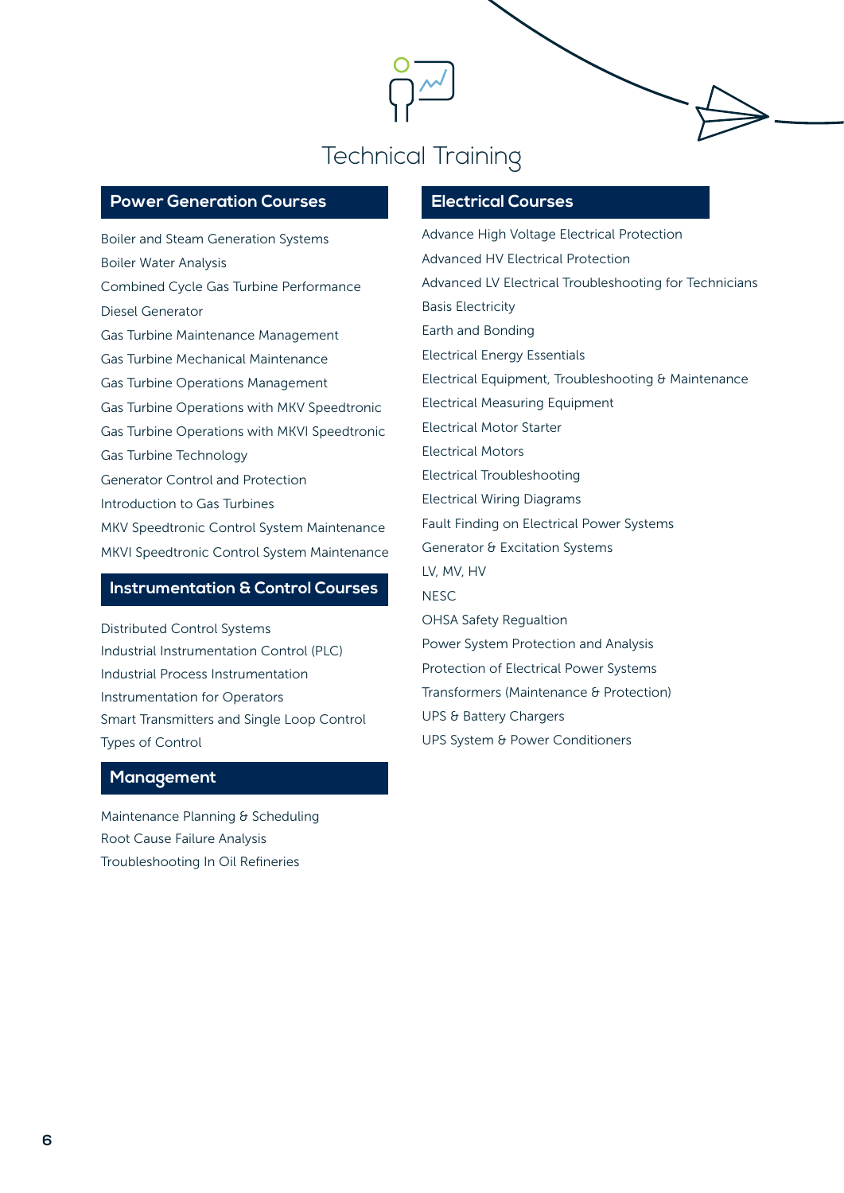# Technical Training

## Power Generation Courses

Boiler and Steam Generation Systems
Boiler Water Analysis
Combined Cycle Gas Turbine Performance
Diesel Generator
Gas Turbine Maintenance Management
Gas Turbine Mechanical Maintenance
Gas Turbine Operations Management
Gas Turbine Operations with MKV Speedtronic
Gas Turbine Operations with MKVI Speedtronic
Gas Turbine Technology
Generator Control and Protection
Introduction to Gas Turbines
MKV Speedtronic Control System Maintenance
MKVI Speedtronic Control System Maintenance

## Instrumentation & Control Courses

Distributed Control Systems
Industrial Instrumentation Control (PLC)
Industrial Process Instrumentation
Instrumentation for Operators
Smart Transmitters and Single Loop Control
Types of Control

## Management

Maintenance Planning & Scheduling
Root Cause Failure Analysis
Troubleshooting In Oil Refineries

## Electrical Courses

Advance High Voltage Electrical Protection
Advanced HV Electrical Protection
Advanced LV Electrical Troubleshooting for Technicians
Basis Electricity
Earth and Bonding
Electrical Energy Essentials
Electrical Equipment, Troubleshooting & Maintenance
Electrical Measuring Equipment
Electrical Motor Starter
Electrical Motors
Electrical Troubleshooting
Electrical Wiring Diagrams
Fault Finding on Electrical Power Systems
Generator & Excitation Systems
LV, MV, HV
NESC
OHSA Safety Regualtion
Power System Protection and Analysis
Protection of Electrical Power Systems
Transformers (Maintenance & Protection)
UPS & Battery Chargers
UPS System & Power Conditioners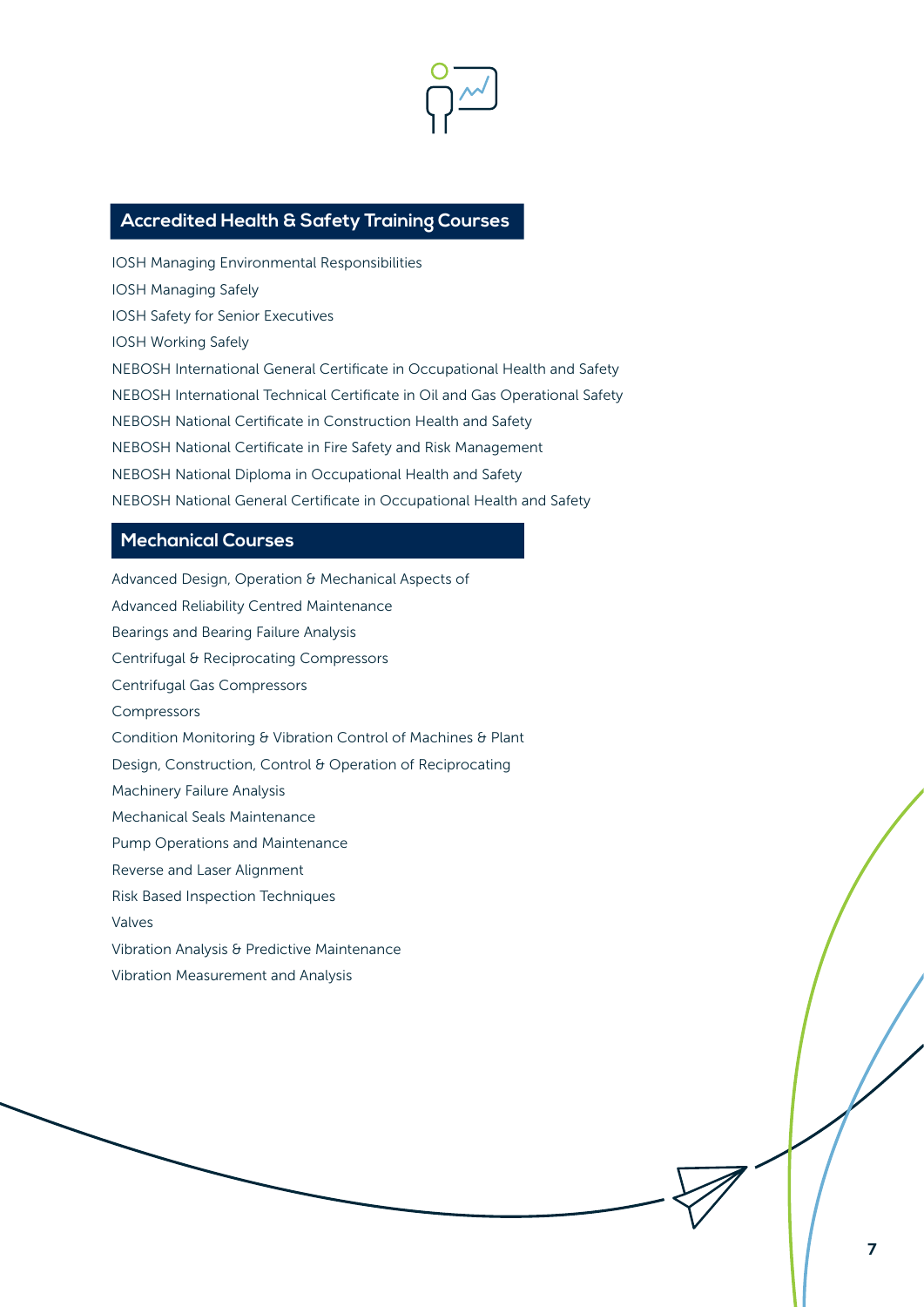## Accredited Health & Safety Training Courses

IOSH Managing Environmental Responsibilities
IOSH Managing Safely
IOSH Safety for Senior Executives
IOSH Working Safely
NEBOSH International General Certificate in Occupational Health and Safety
NEBOSH International Technical Certificate in Oil and Gas Operational Safety
NEBOSH National Certificate in Construction Health and Safety
NEBOSH National Certificate in Fire Safety and Risk Management
NEBOSH National Diploma in Occupational Health and Safety
NEBOSH National General Certificate in Occupational Health and Safety

## Mechanical Courses

Advanced Design, Operation & Mechanical Aspects of
Advanced Reliability Centred Maintenance
Bearings and Bearing Failure Analysis
Centrifugal & Reciprocating Compressors
Centrifugal Gas Compressors
Compressors
Condition Monitoring & Vibration Control of Machines & Plant
Design, Construction, Control & Operation of Reciprocating
Machinery Failure Analysis
Mechanical Seals Maintenance
Pump Operations and Maintenance
Reverse and Laser Alignment
Risk Based Inspection Techniques
Valves
Vibration Analysis & Predictive Maintenance
Vibration Measurement and Analysis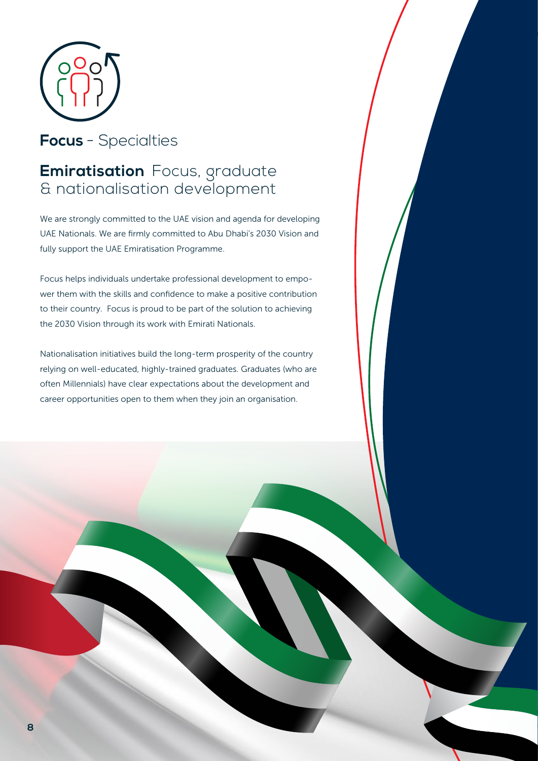## **Focus** - Specialties

### **Emiratisation** Focus, graduate & nationalisation development

We are strongly committed to the UAE vision and agenda for developing UAE Nationals. We are firmly committed to Abu Dhabi's 2030 Vision and fully support the UAE Emiratisation Programme.

Focus helps individuals undertake professional development to empower them with the skills and confidence to make a positive contribution to their country. Focus is proud to be part of the solution to achieving the 2030 Vision through its work with Emirati Nationals.

Nationalisation initiatives build the long-term prosperity of the country relying on well-educated, highly-trained graduates. Graduates (who are often Millennials) have clear expectations about the development and career opportunities open to them when they join an organisation.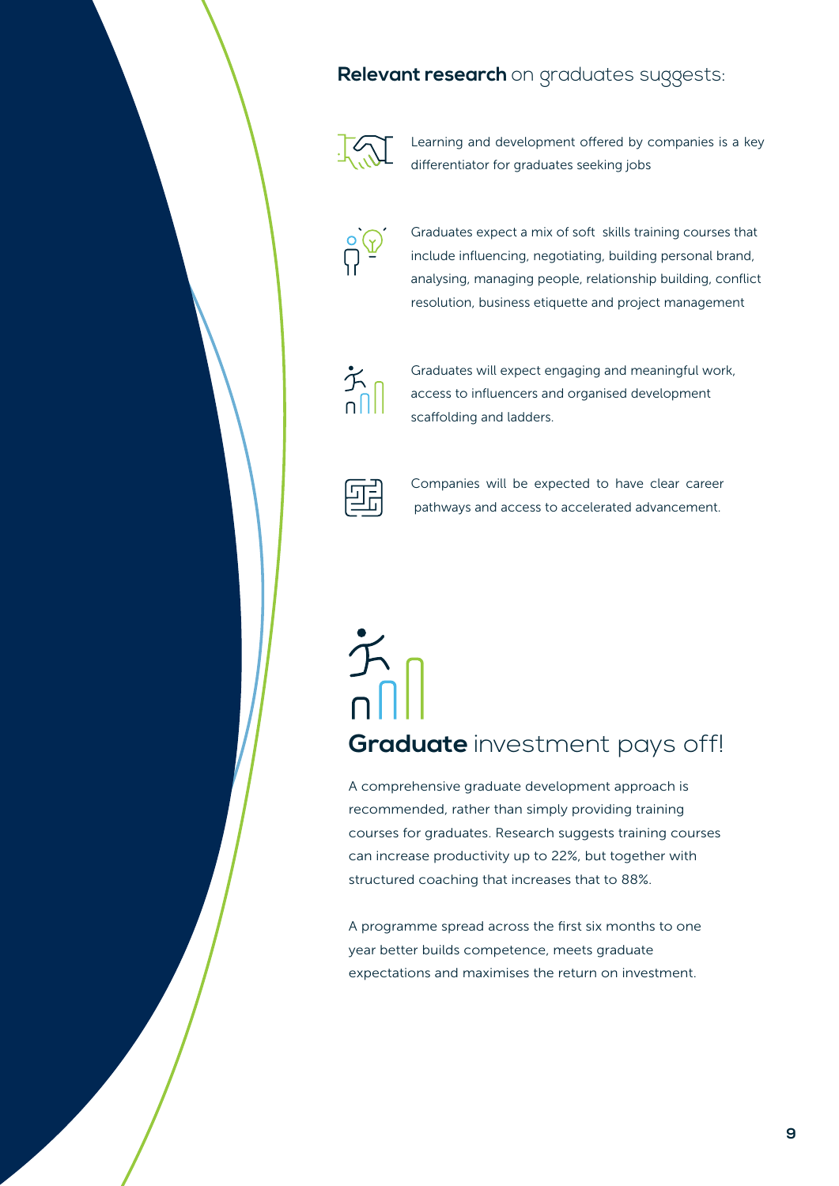## **Relevant research** on graduates suggests:

- Learning and development offered by companies is a key differentiator for graduates seeking jobs

- Graduates expect a mix of soft skills training courses that include influencing, negotiating, building personal brand, analysing, managing people, relationship building, conflict resolution, business etiquette and project management

- Graduates will expect engaging and meaningful work, access to influencers and organised development scaffolding and ladders.

- Companies will be expected to have clear career pathways and access to accelerated advancement.

## **Graduate** investment pays off!

A comprehensive graduate development approach is recommended, rather than simply providing training courses for graduates. Research suggests training courses can increase productivity up to 22%, but together with structured coaching that increases that to 88%.

A programme spread across the first six months to one year better builds competence, meets graduate expectations and maximises the return on investment.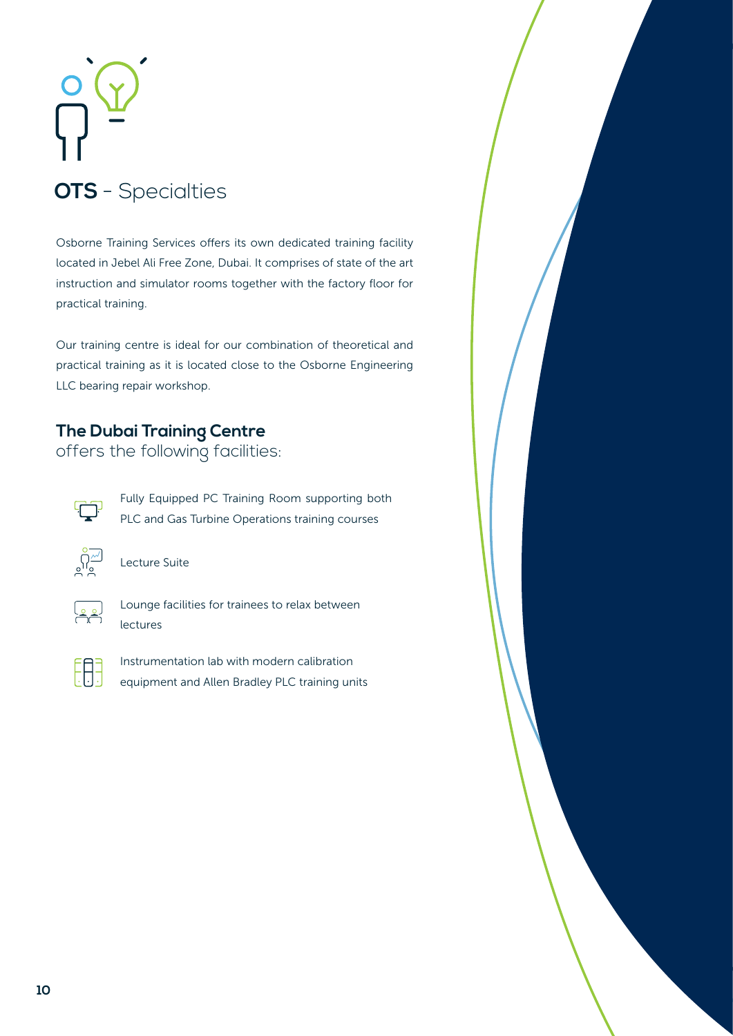# **OTS** - Specialties

Osborne Training Services offers its own dedicated training facility located in Jebel Ali Free Zone, Dubai. It comprises of state of the art instruction and simulator rooms together with the factory floor for practical training.

Our training centre is ideal for our combination of theoretical and practical training as it is located close to the Osborne Engineering LLC bearing repair workshop.

## **The Dubai Training Centre**
offers the following facilities:

- Fully Equipped PC Training Room supporting both PLC and Gas Turbine Operations training courses
- Lecture Suite
- Lounge facilities for trainees to relax between lectures
- Instrumentation lab with modern calibration equipment and Allen Bradley PLC training units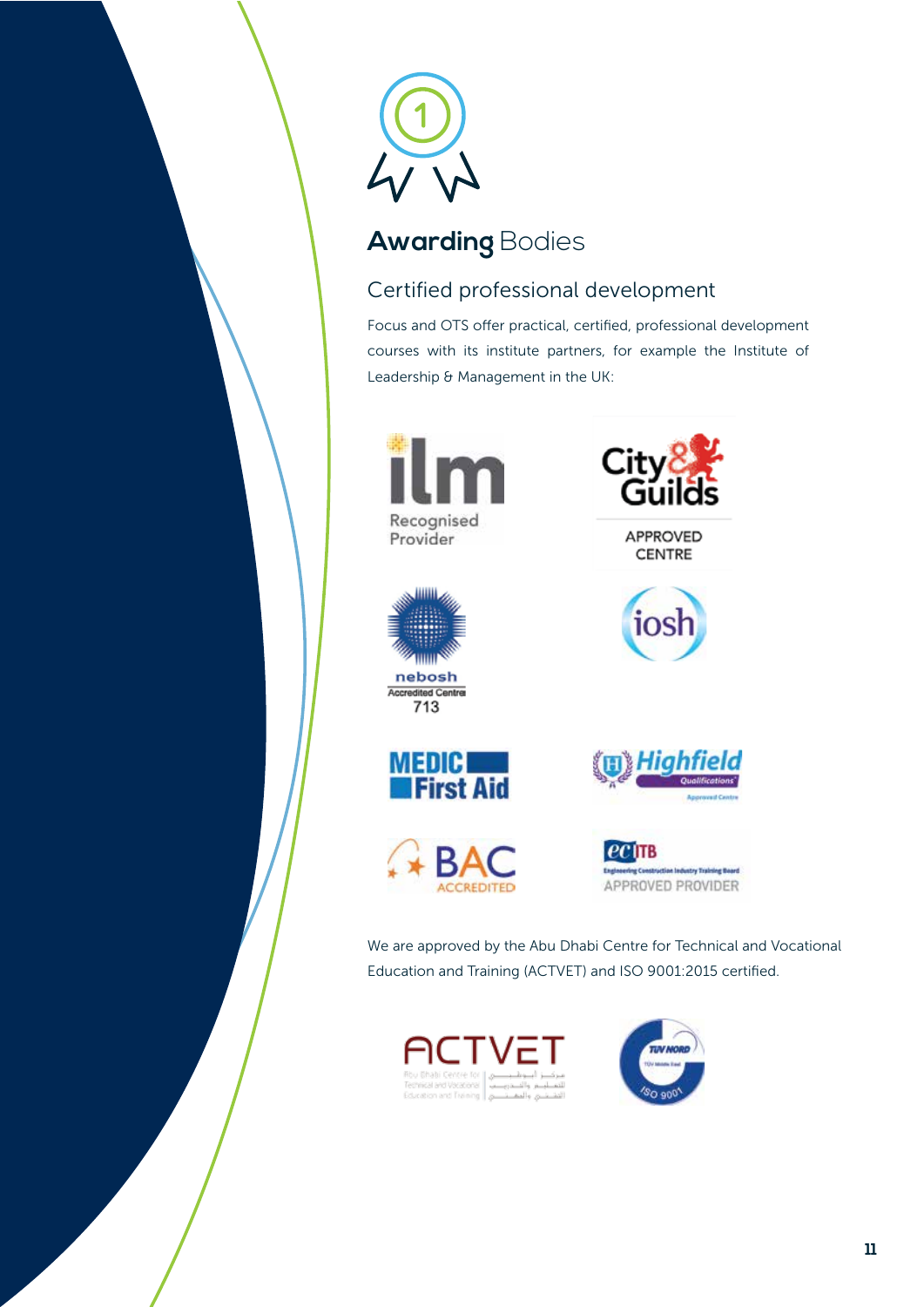## **Awarding** Bodies

### Certified professional development

Focus and OTS offer practical, certified, professional development courses with its institute partners, for example the Institute of Leadership & Management in the UK:

We are approved by the Abu Dhabi Centre for Technical and Vocational Education and Training (ACTVET) and ISO 9001:2015 certified.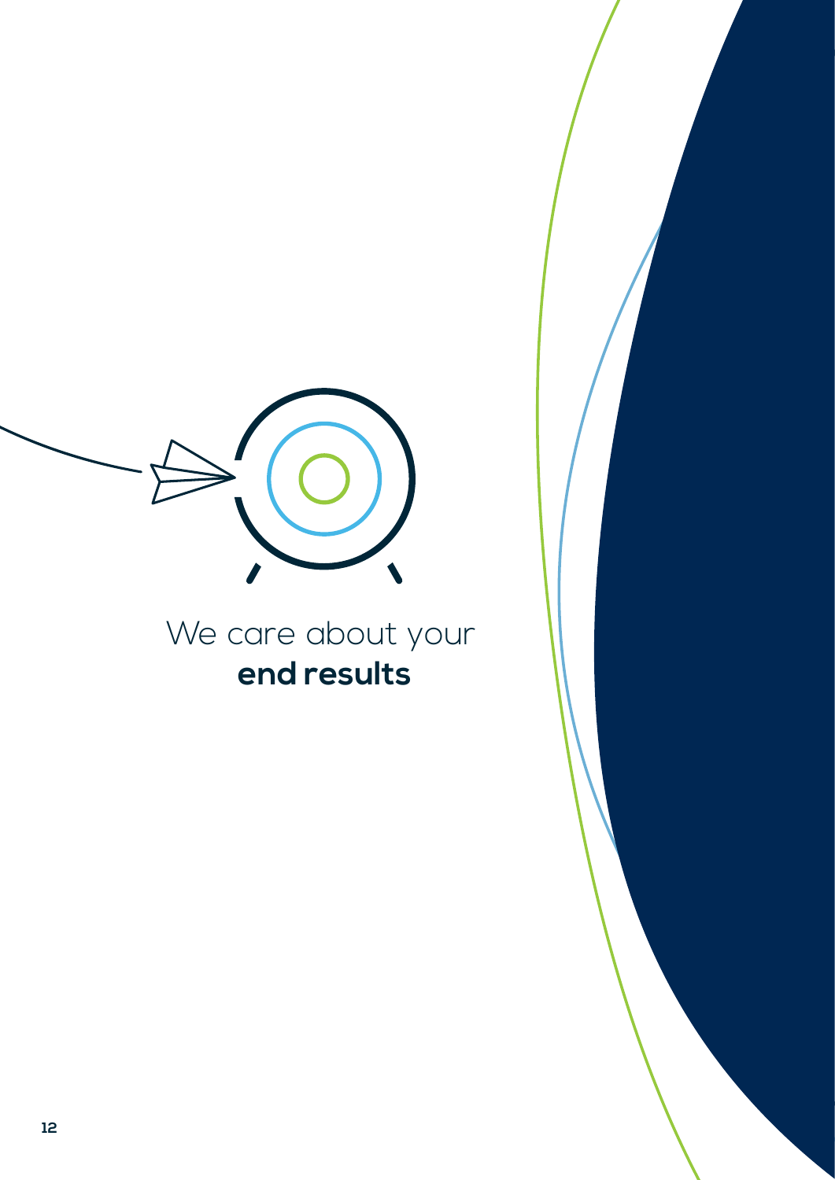We care about your **end results**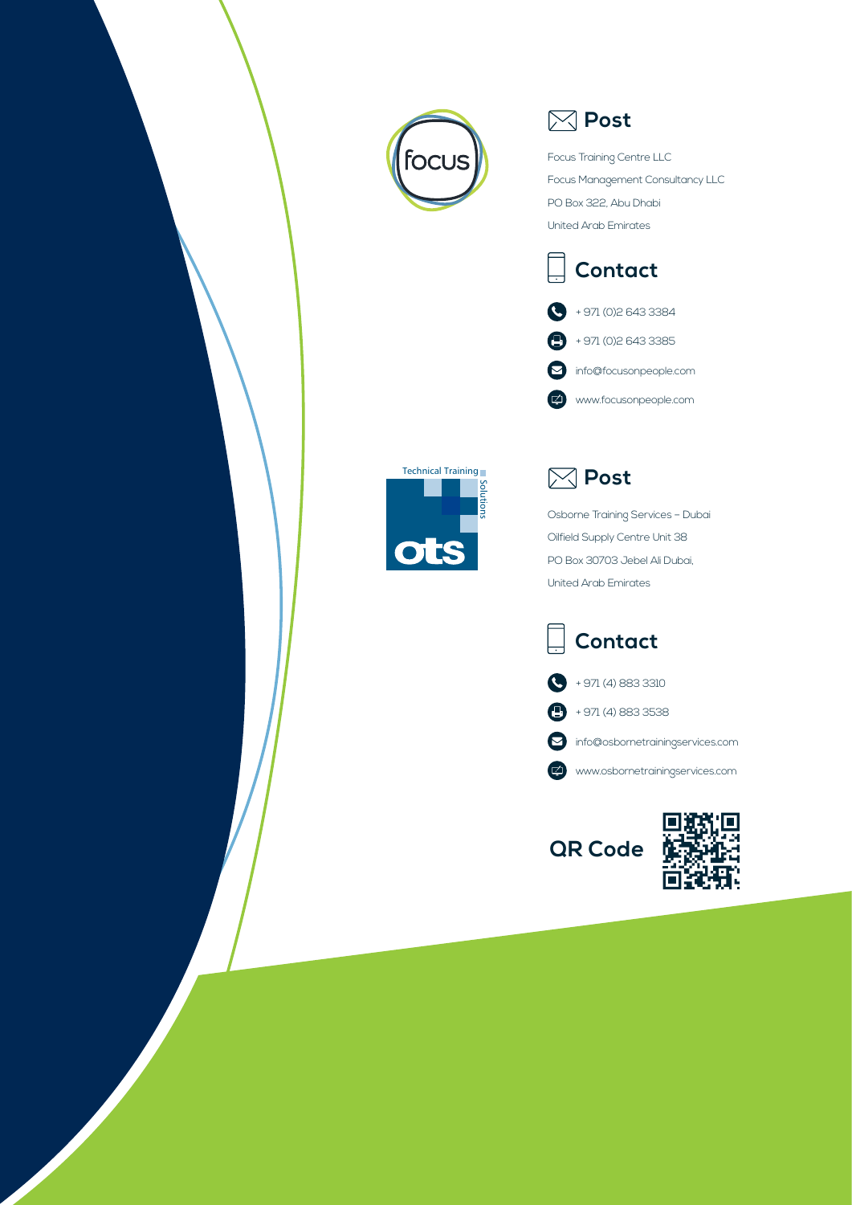## Post

Focus Training Centre LLC

Focus Management Consultancy LLC

PO Box 322, Abu Dhabi

United Arab Emirates

## Contact

+ 971 (0)2 643 3384

+ 971 (0)2 643 3385

info@focusonpeople.com

www.focusonpeople.com

## Post

Osborne Training Services – Dubai

Oilfield Supply Centre Unit 38

PO Box 30703 Jebel Ali Dubai,

United Arab Emirates

## Contact

+ 971 (4) 883 3310

+ 971 (4) 883 3538

info@osbornetrainingservices.com

www.osbornetrainingservices.com

## QR Code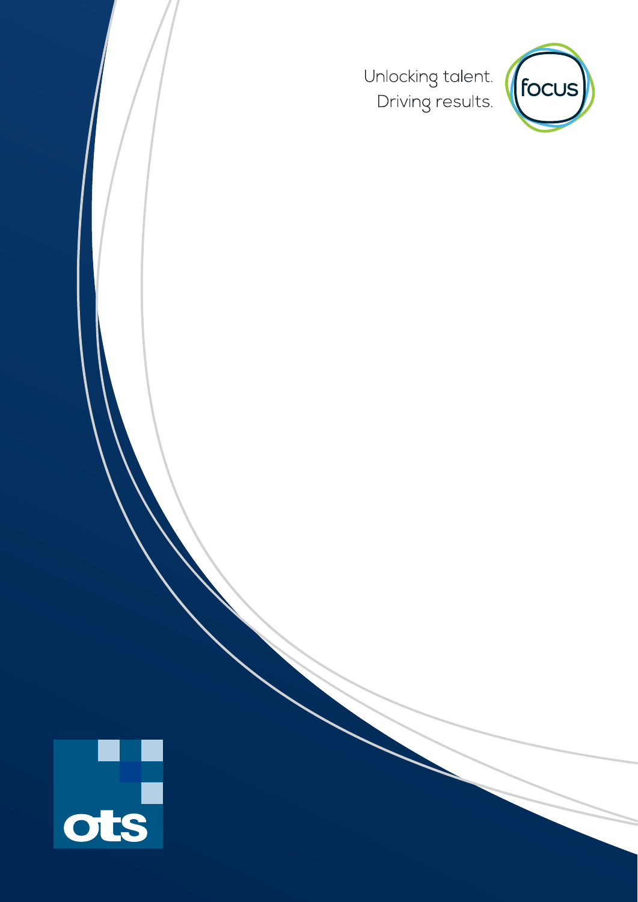Unlocking talent.
Driving results.

focus

ots